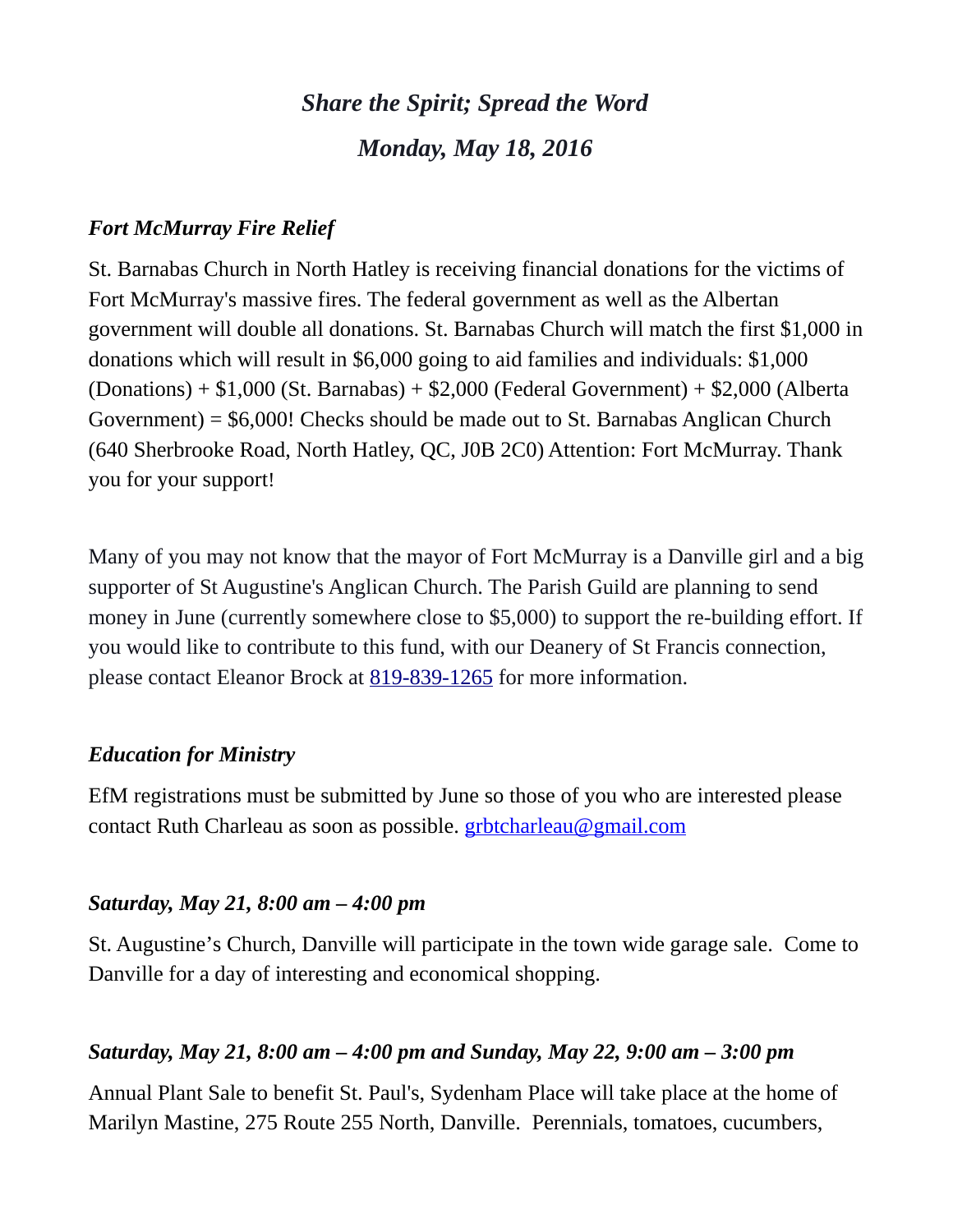*Share the Spirit; Spread the Word*

*Monday, May 18, 2016*

***Fort McMurray Fire Relief***

St. Barnabas Church in North Hatley is receiving financial donations for the victims of Fort McMurray's massive fires. The federal government as well as the Albertan government will double all donations. St. Barnabas Church will match the first $1,000 in donations which will result in $6,000 going to aid families and individuals: $1,000 (Donations) + $1,000 (St. Barnabas) + $2,000 (Federal Government) + $2,000 (Alberta Government) = $6,000! Checks should be made out to St. Barnabas Anglican Church (640 Sherbrooke Road, North Hatley, QC, J0B 2C0) Attention: Fort McMurray. Thank you for your support!

Many of you may not know that the mayor of Fort McMurray is a Danville girl and a big supporter of St Augustine's Anglican Church. The Parish Guild are planning to send money in June (currently somewhere close to $5,000) to support the re-building effort. If you would like to contribute to this fund, with our Deanery of St Francis connection, please contact Eleanor Brock at 819-839-1265 for more information.

***Education for Ministry***

EfM registrations must be submitted by June so those of you who are interested please contact Ruth Charleau as soon as possible. grbtcharleau@gmail.com

***Saturday, May 21, 8:00 am – 4:00 pm***

St. Augustine's Church, Danville will participate in the town wide garage sale. Come to Danville for a day of interesting and economical shopping.

***Saturday, May 21, 8:00 am – 4:00 pm and Sunday, May 22, 9:00 am – 3:00 pm***

Annual Plant Sale to benefit St. Paul's, Sydenham Place will take place at the home of Marilyn Mastine, 275 Route 255 North, Danville. Perennials, tomatoes, cucumbers,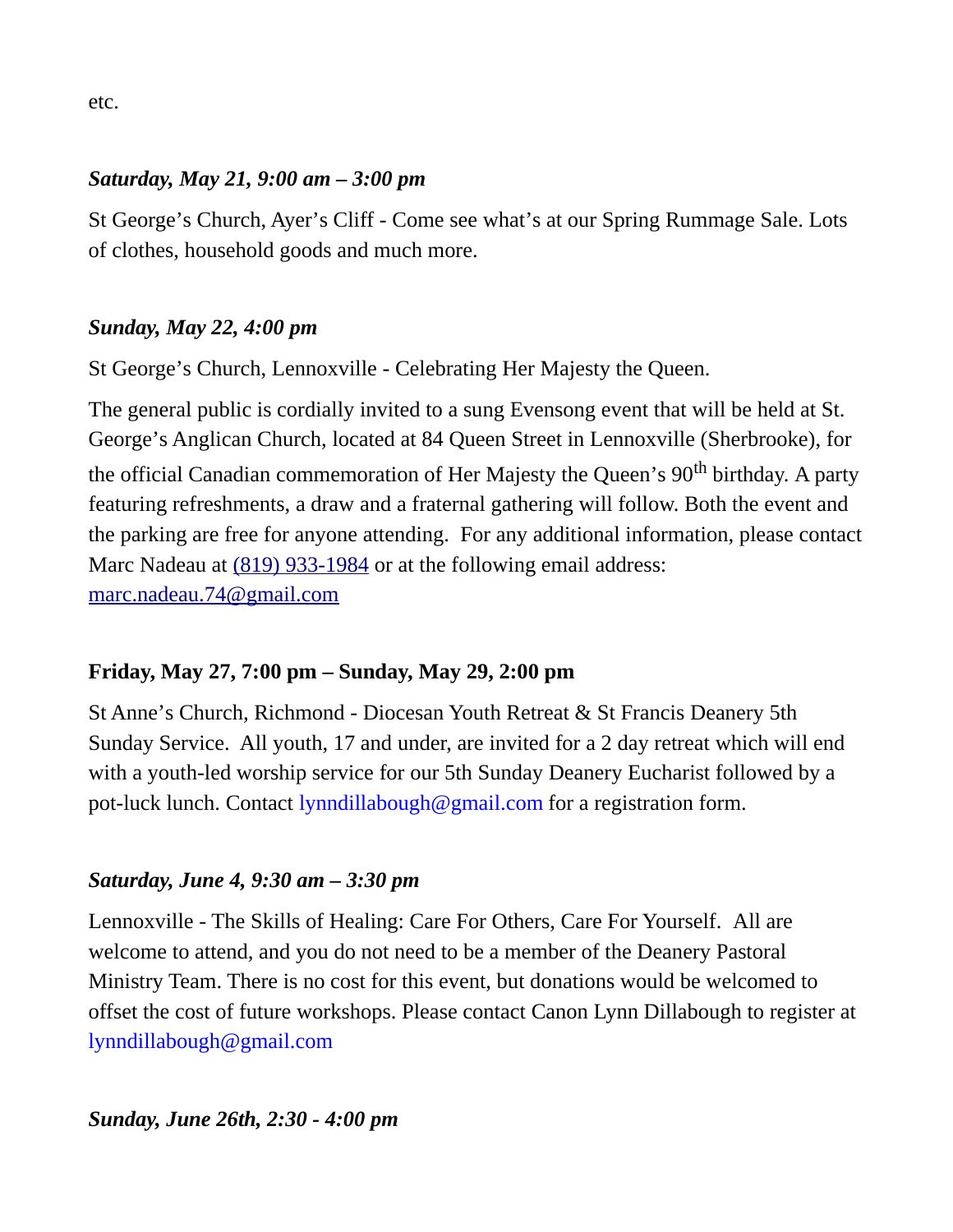etc.

***Saturday, May 21, 9:00 am – 3:00 pm***

St George's Church, Ayer's Cliff - Come see what's at our Spring Rummage Sale. Lots of clothes, household goods and much more.

***Sunday, May 22, 4:00 pm***

St George's Church, Lennoxville - Celebrating Her Majesty the Queen.

The general public is cordially invited to a sung Evensong event that will be held at St. George's Anglican Church, located at 84 Queen Street in Lennoxville (Sherbrooke), for the official Canadian commemoration of Her Majesty the Queen's 90th birthday. A party featuring refreshments, a draw and a fraternal gathering will follow. Both the event and the parking are free for anyone attending. For any additional information, please contact Marc Nadeau at [(819) 933-1984](tel:8199331984) or at the following email address: [marc.nadeau.74@gmail.com](mailto:marc.nadeau.74@gmail.com)

**Friday, May 27, 7:00 pm – Sunday, May 29, 2:00 pm**

St Anne's Church, Richmond - Diocesan Youth Retreat & St Francis Deanery 5th Sunday Service. All youth, 17 and under, are invited for a 2 day retreat which will end with a youth-led worship service for our 5th Sunday Deanery Eucharist followed by a pot-luck lunch. Contact lynndillabough@gmail.com for a registration form.

***Saturday, June 4, 9:30 am – 3:30 pm***

Lennoxville - The Skills of Healing: Care For Others, Care For Yourself. All are welcome to attend, and you do not need to be a member of the Deanery Pastoral Ministry Team. There is no cost for this event, but donations would be welcomed to offset the cost of future workshops. Please contact Canon Lynn Dillabough to register at lynndillabough@gmail.com

***Sunday, June 26th, 2:30 - 4:00 pm***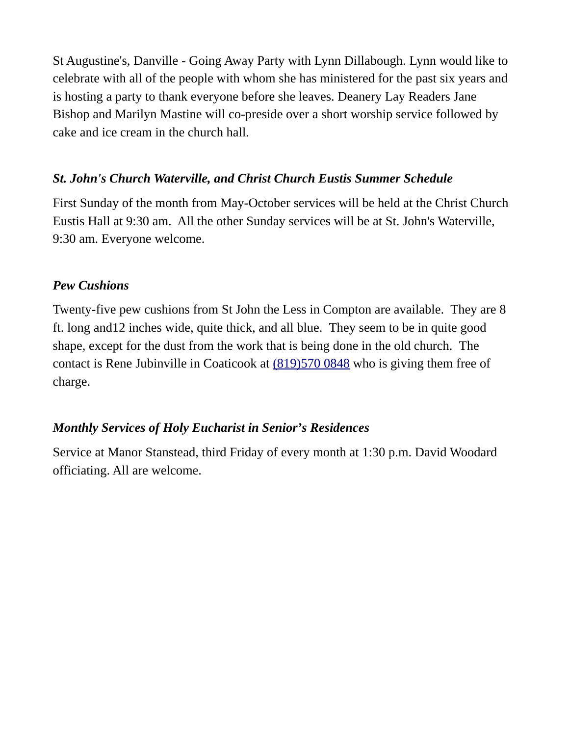St Augustine's, Danville - Going Away Party with Lynn Dillabough. Lynn would like to celebrate with all of the people with whom she has ministered for the past six years and is hosting a party to thank everyone before she leaves. Deanery Lay Readers Jane Bishop and Marilyn Mastine will co-preside over a short worship service followed by cake and ice cream in the church hall.

***St. John's Church Waterville, and Christ Church Eustis Summer Schedule***

First Sunday of the month from May-October services will be held at the Christ Church Eustis Hall at 9:30 am.  All the other Sunday services will be at St. John's Waterville, 9:30 am. Everyone welcome.

***Pew Cushions***

Twenty-five pew cushions from St John the Less in Compton are available.  They are 8 ft. long and12 inches wide, quite thick, and all blue.  They seem to be in quite good shape, except for the dust from the work that is being done in the old church.  The contact is Rene Jubinville in Coaticook at (819)570 0848 who is giving them free of charge.

***Monthly Services of Holy Eucharist in Senior's Residences***

Service at Manor Stanstead, third Friday of every month at 1:30 p.m. David Woodard officiating. All are welcome.